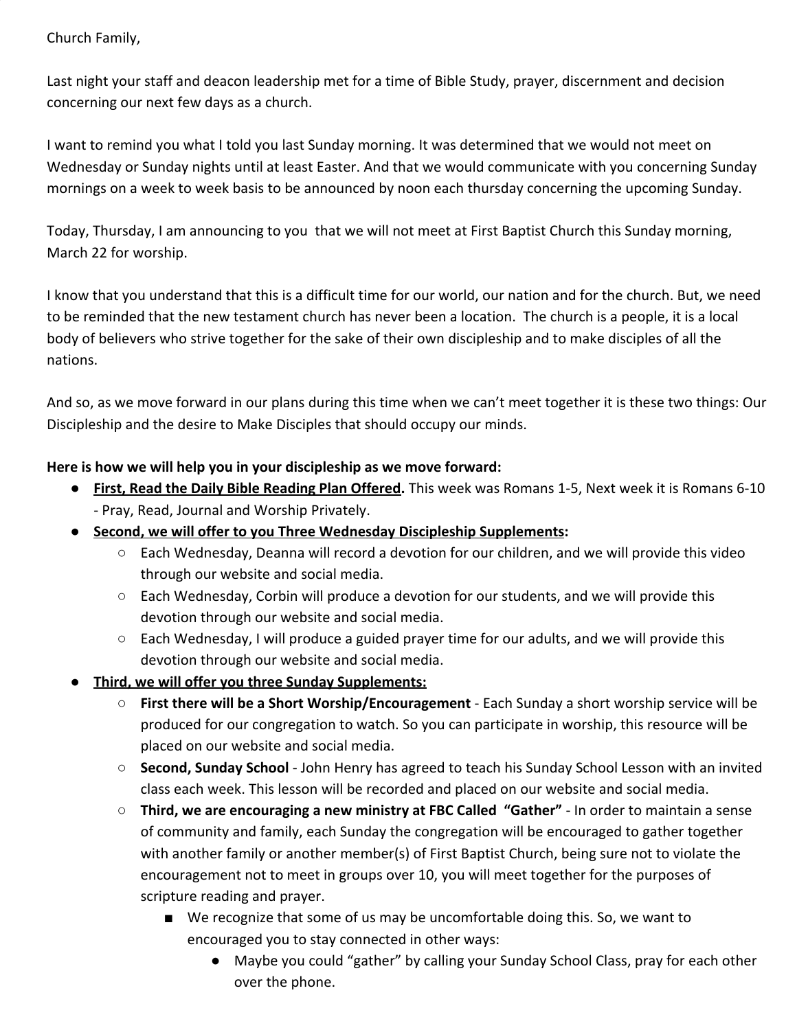Church Family,

Last night your staff and deacon leadership met for a time of Bible Study, prayer, discernment and decision concerning our next few days as a church.

I want to remind you what I told you last Sunday morning. It was determined that we would not meet on Wednesday or Sunday nights until at least Easter. And that we would communicate with you concerning Sunday mornings on a week to week basis to be announced by noon each thursday concerning the upcoming Sunday.

Today, Thursday, I am announcing to you that we will not meet at First Baptist Church this Sunday morning, March 22 for worship.

I know that you understand that this is a difficult time for our world, our nation and for the church. But, we need to be reminded that the new testament church has never been a location. The church is a people, it is a local body of believers who strive together for the sake of their own discipleship and to make disciples of all the nations.

And so, as we move forward in our plans during this time when we can't meet together it is these two things: Our Discipleship and the desire to Make Disciples that should occupy our minds.

**Here is how we will help you in your discipleship as we move forward:**

- **<u>First, Read the Daily Bible Reading Plan Offered</u>.** This week was Romans 1-5, Next week it is Romans 6-10 - Pray, Read, Journal and Worship Privately.
- **<u>Second, we will offer to you Three Wednesday Discipleship Supplements</u>:**
  - Each Wednesday, Deanna will record a devotion for our children, and we will provide this video through our website and social media.
  - Each Wednesday, Corbin will produce a devotion for our students, and we will provide this devotion through our website and social media.
  - Each Wednesday, I will produce a guided prayer time for our adults, and we will provide this devotion through our website and social media.
- **<u>Third, we will offer you three Sunday Supplements:</u>**
  - **First there will be a Short Worship/Encouragement** - Each Sunday a short worship service will be produced for our congregation to watch. So you can participate in worship, this resource will be placed on our website and social media.
  - **Second, Sunday School** - John Henry has agreed to teach his Sunday School Lesson with an invited class each week. This lesson will be recorded and placed on our website and social media.
  - **Third, we are encouraging a new ministry at FBC Called "Gather"** - In order to maintain a sense of community and family, each Sunday the congregation will be encouraged to gather together with another family or another member(s) of First Baptist Church, being sure not to violate the encouragement not to meet in groups over 10, you will meet together for the purposes of scripture reading and prayer.
    - We recognize that some of us may be uncomfortable doing this. So, we want to encouraged you to stay connected in other ways:
      - Maybe you could "gather" by calling your Sunday School Class, pray for each other over the phone.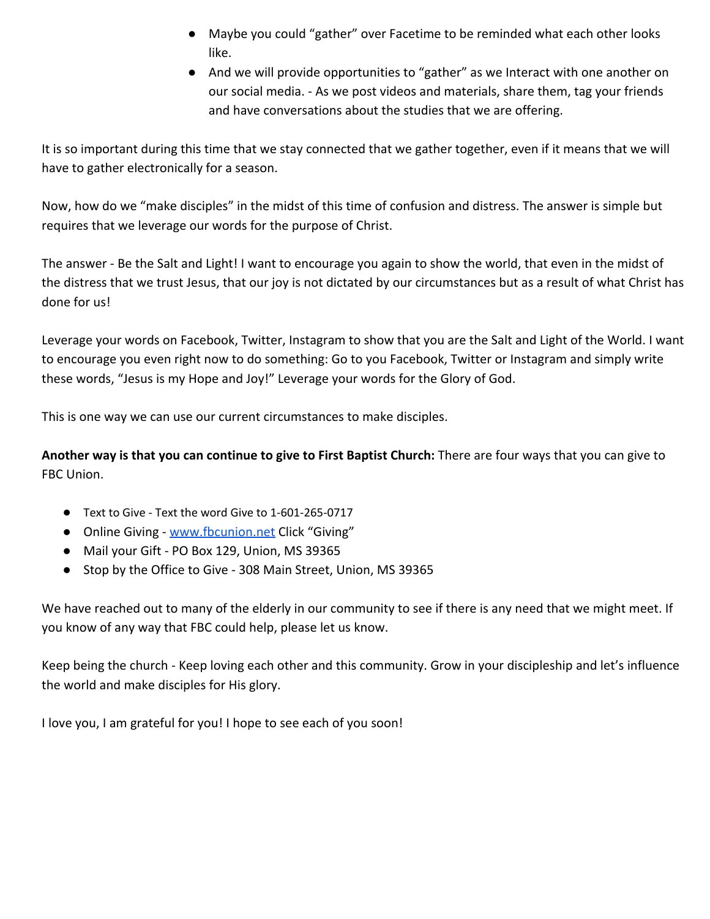- Maybe you could "gather" over Facetime to be reminded what each other looks like.
- And we will provide opportunities to "gather" as we Interact with one another on our social media. - As we post videos and materials, share them, tag your friends and have conversations about the studies that we are offering.

It is so important during this time that we stay connected that we gather together, even if it means that we will have to gather electronically for a season.

Now, how do we "make disciples" in the midst of this time of confusion and distress. The answer is simple but requires that we leverage our words for the purpose of Christ.

The answer - Be the Salt and Light! I want to encourage you again to show the world, that even in the midst of the distress that we trust Jesus, that our joy is not dictated by our circumstances but as a result of what Christ has done for us!

Leverage your words on Facebook, Twitter, Instagram to show that you are the Salt and Light of the World. I want to encourage you even right now to do something: Go to you Facebook, Twitter or Instagram and simply write these words, "Jesus is my Hope and Joy!" Leverage your words for the Glory of God.

This is one way we can use our current circumstances to make disciples.

**Another way is that you can continue to give to First Baptist Church:** There are four ways that you can give to FBC Union.

- Text to Give - Text the word Give to 1-601-265-0717
- Online Giving - www.fbcunion.net Click "Giving"
- Mail your Gift - PO Box 129, Union, MS 39365
- Stop by the Office to Give - 308 Main Street, Union, MS 39365

We have reached out to many of the elderly in our community to see if there is any need that we might meet. If you know of any way that FBC could help, please let us know.

Keep being the church - Keep loving each other and this community. Grow in your discipleship and let's influence the world and make disciples for His glory.

I love you, I am grateful for you! I hope to see each of you soon!